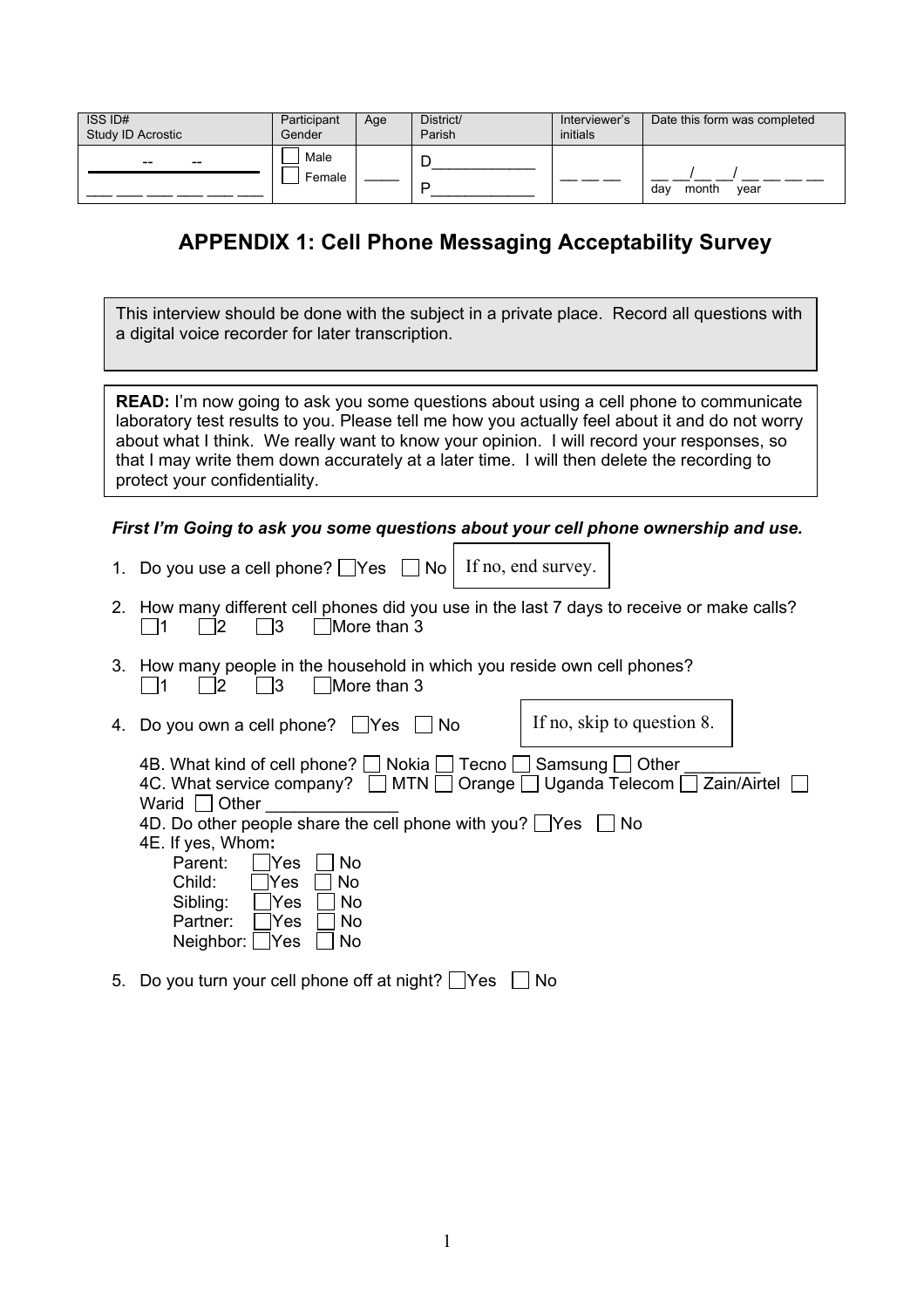| ISS ID#<br>Study ID Acrostic | Participant Gender | Age | District/<br>Parish | Interviewer's initials | Date this form was completed |
|---|---|---|---|---|---|
| -- -- <br>___ ___ ___ ___ ___ ___ | ☐ Male<br>☐ Female | _____ | D____________<br>P____________ | __ __ __ | __ __/__ __/ __ __ __ __<br>day month year |

# APPENDIX 1: Cell Phone Messaging Acceptability Survey

This interview should be done with the subject in a private place. Record all questions with a digital voice recorder for later transcription.

**READ:** I'm now going to ask you some questions about using a cell phone to communicate laboratory test results to you. Please tell me how you actually feel about it and do not worry about what I think. We really want to know your opinion. I will record your responses, so that I may write them down accurately at a later time. I will then delete the recording to protect your confidentiality.

***First I'm Going to ask you some questions about your cell phone ownership and use.***

1. Do you use a cell phone? ☐Yes ☐ No — If no, end survey.

2. How many different cell phones did you use in the last 7 days to receive or make calls?
   ☐1 ☐2 ☐3 ☐More than 3

3. How many people in the household in which you reside own cell phones?
   ☐1 ☐2 ☐3 ☐More than 3

4. Do you own a cell phone? ☐Yes ☐ No — If no, skip to question 8.

   4B. What kind of cell phone? ☐ Nokia ☐ Tecno ☐ Samsung ☐ Other ________
   4C. What service company? ☐ MTN ☐ Orange ☐ Uganda Telecom ☐ Zain/Airtel ☐ Warid ☐ Other ______________
   4D. Do other people share the cell phone with you? ☐Yes ☐ No
   4E. If yes, Whom**:**
   - Parent: ☐Yes ☐ No
   - Child: ☐Yes ☐ No
   - Sibling: ☐Yes ☐ No
   - Partner: ☐Yes ☐ No
   - Neighbor: ☐Yes ☐ No

5. Do you turn your cell phone off at night? ☐Yes ☐ No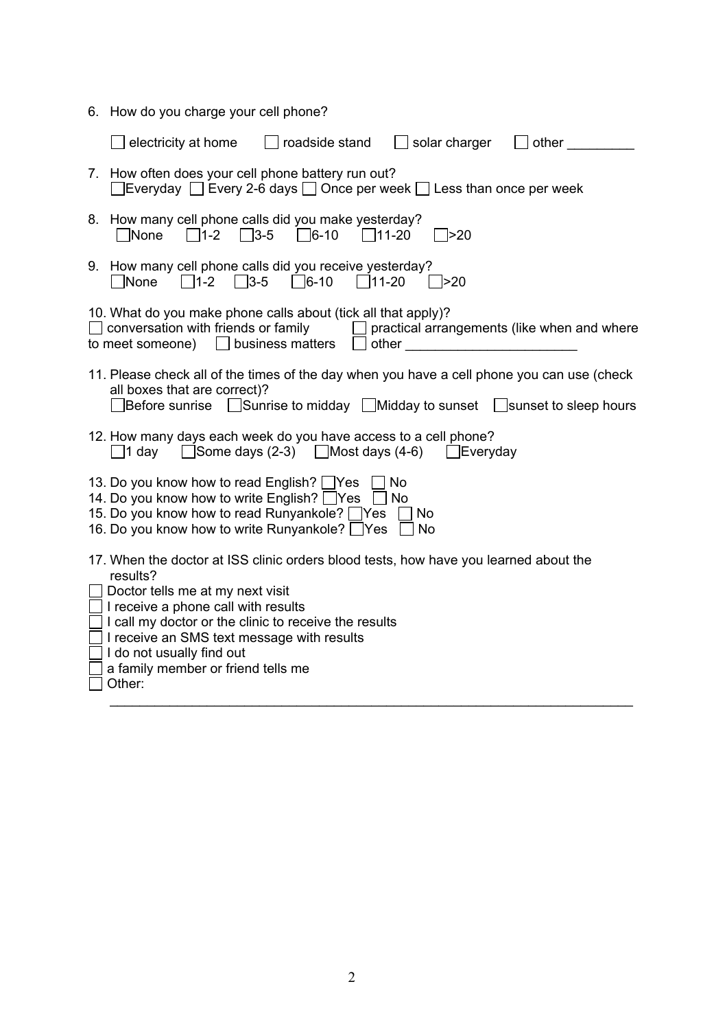6. How do you charge your cell phone?

   ☐ electricity at home ☐ roadside stand ☐ solar charger ☐ other _________

7. How often does your cell phone battery run out?
   ☐ Everyday ☐ Every 2-6 days ☐ Once per week ☐ Less than once per week

8. How many cell phone calls did you make yesterday?
   ☐ None ☐ 1-2 ☐ 3-5 ☐ 6-10 ☐ 11-20 ☐ >20

9. How many cell phone calls did you receive yesterday?
   ☐ None ☐ 1-2 ☐ 3-5 ☐ 6-10 ☐ 11-20 ☐ >20

10. What do you make phone calls about (tick all that apply)?
☐ conversation with friends or family ☐ practical arrangements (like when and where to meet someone) ☐ business matters ☐ other _______________________

11. Please check all of the times of the day when you have a cell phone you can use (check all boxes that are correct)?
    ☐ Before sunrise ☐ Sunrise to midday ☐ Midday to sunset ☐ sunset to sleep hours

12. How many days each week do you have access to a cell phone?
    ☐ 1 day ☐ Some days (2-3) ☐ Most days (4-6) ☐ Everyday

13. Do you know how to read English? ☐ Yes ☐ No
14. Do you know how to write English? ☐ Yes ☐ No
15. Do you know how to read Runyankole? ☐ Yes ☐ No
16. Do you know how to write Runyankole? ☐ Yes ☐ No

17. When the doctor at ISS clinic orders blood tests, how have you learned about the results?
☐ Doctor tells me at my next visit
☐ I receive a phone call with results
☐ I call my doctor or the clinic to receive the results
☐ I receive an SMS text message with results
☐ I do not usually find out
☐ a family member or friend tells me
☐ Other:
_______________________________________________________________________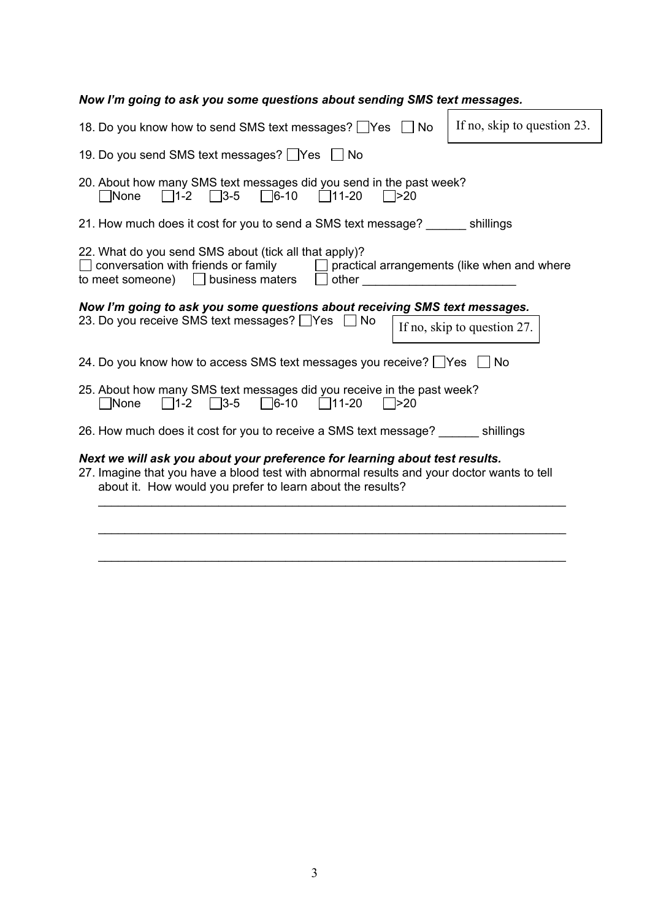***Now I'm going to ask you some questions about sending SMS text messages.***

18. Do you know how to send SMS text messages? ☐ Yes ☐ No — If no, skip to question 23.

19. Do you send SMS text messages? ☐ Yes ☐ No

20. About how many SMS text messages did you send in the past week?
    ☐ None ☐ 1-2 ☐ 3-5 ☐ 6-10 ☐ 11-20 ☐ >20

21. How much does it cost for you to send a SMS text message? ______ shillings

22. What do you send SMS about (tick all that apply)?
    ☐ conversation with friends or family ☐ practical arrangements (like when and where to meet someone) ☐ business maters ☐ other ______________________

***Now I'm going to ask you some questions about receiving SMS text messages.***

23. Do you receive SMS text messages? ☐ Yes ☐ No — If no, skip to question 27.

24. Do you know how to access SMS text messages you receive? ☐ Yes ☐ No

25. About how many SMS text messages did you receive in the past week?
    ☐ None ☐ 1-2 ☐ 3-5 ☐ 6-10 ☐ 11-20 ☐ >20

26. How much does it cost for you to receive a SMS text message? ______ shillings

***Next we will ask you about your preference for learning about test results.***

27. Imagine that you have a blood test with abnormal results and your doctor wants to tell about it. How would you prefer to learn about the results?

    ______________________________________________________________________

    ______________________________________________________________________

    ______________________________________________________________________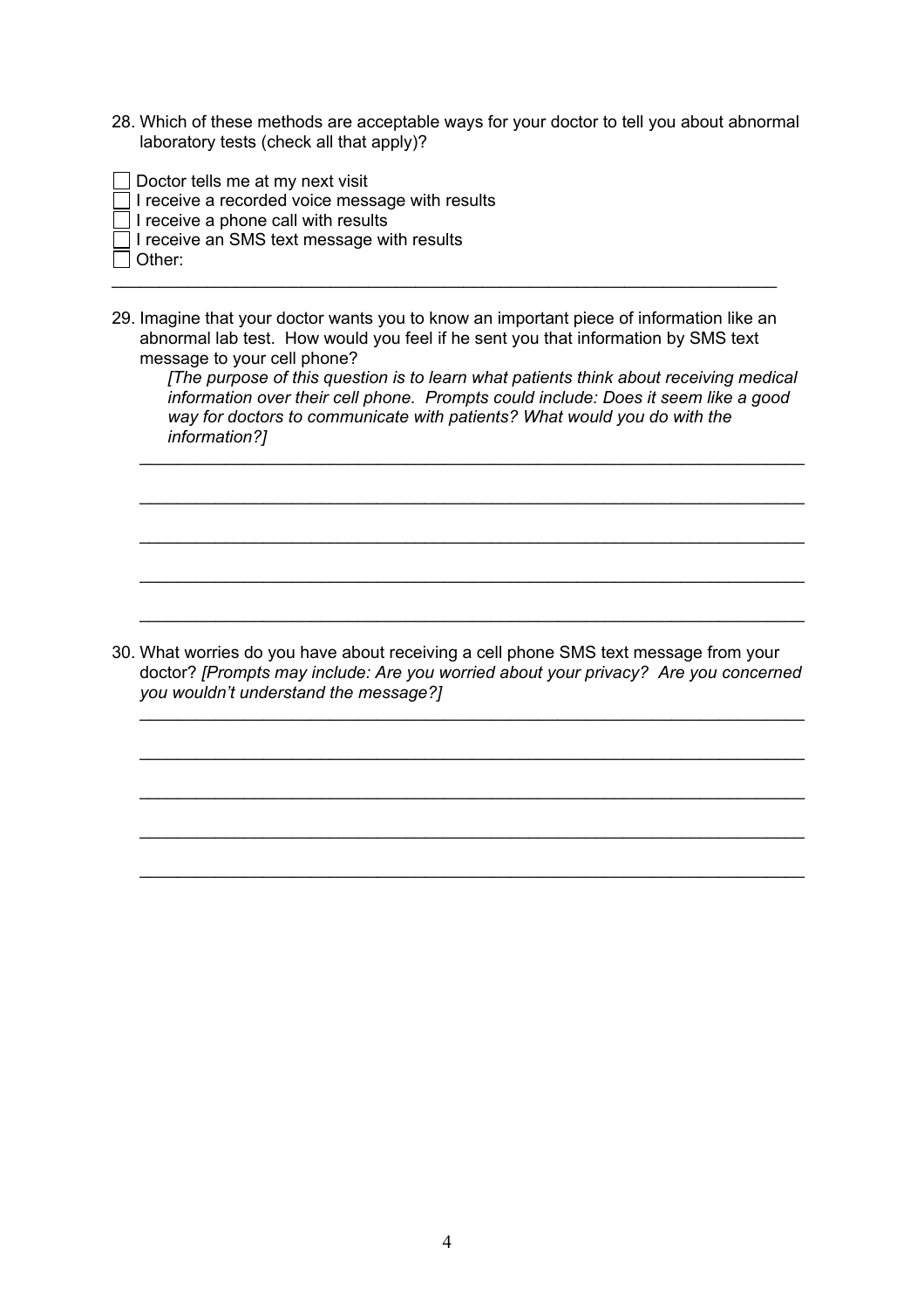28. Which of these methods are acceptable ways for your doctor to tell you about abnormal laboratory tests (check all that apply)?

- ☐ Doctor tells me at my next visit
- ☐ I receive a recorded voice message with results
- ☐ I receive a phone call with results
- ☐ I receive an SMS text message with results
- ☐ Other:

_______________________________________________________________________

29. Imagine that your doctor wants you to know an important piece of information like an abnormal lab test. How would you feel if he sent you that information by SMS text message to your cell phone?

    *[The purpose of this question is to learn what patients think about receiving medical information over their cell phone. Prompts could include: Does it seem like a good way for doctors to communicate with patients? What would you do with the information?]*

    _______________________________________________________________________

    _______________________________________________________________________

    _______________________________________________________________________

    _______________________________________________________________________

    _______________________________________________________________________

30. What worries do you have about receiving a cell phone SMS text message from your doctor? *[Prompts may include: Are you worried about your privacy? Are you concerned you wouldn't understand the message?]*

    _______________________________________________________________________

    _______________________________________________________________________

    _______________________________________________________________________

    _______________________________________________________________________

    _______________________________________________________________________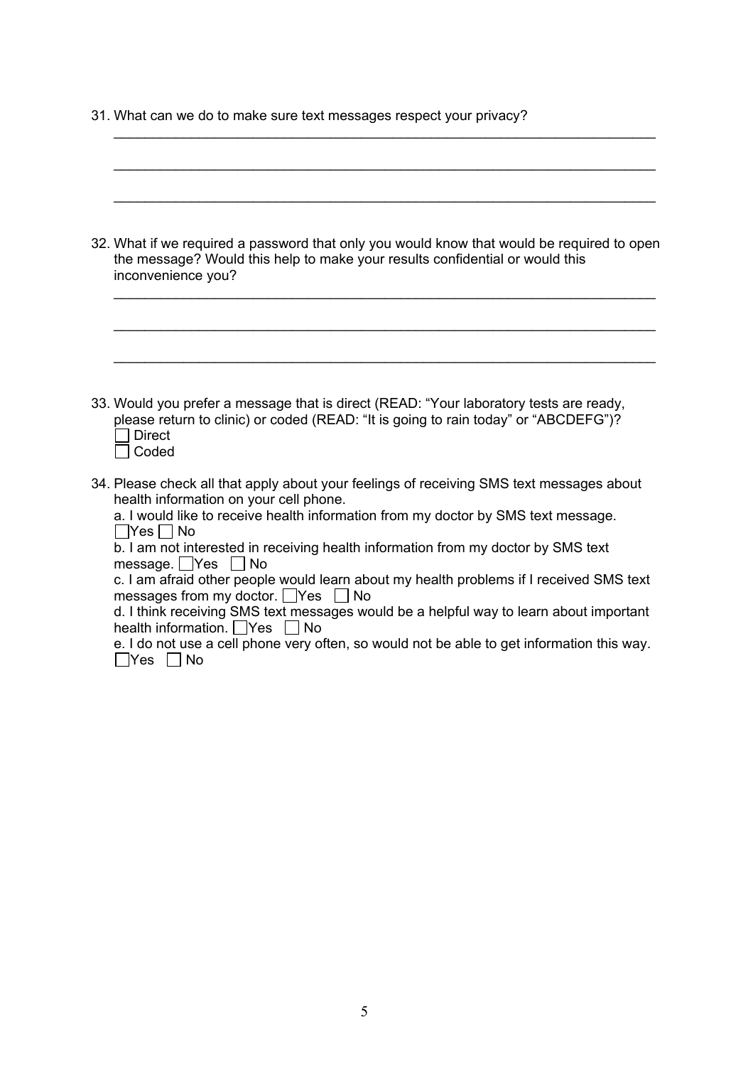31. What can we do to make sure text messages respect your privacy?

\_\_\_\_\_\_\_\_\_\_\_\_\_\_\_\_\_\_\_\_\_\_\_\_\_\_\_\_\_\_\_\_\_\_\_\_\_\_\_\_\_\_\_\_\_\_\_\_\_\_\_\_\_\_\_\_\_\_\_\_\_\_\_\_\_\_\_\_

\_\_\_\_\_\_\_\_\_\_\_\_\_\_\_\_\_\_\_\_\_\_\_\_\_\_\_\_\_\_\_\_\_\_\_\_\_\_\_\_\_\_\_\_\_\_\_\_\_\_\_\_\_\_\_\_\_\_\_\_\_\_\_\_\_\_\_\_

\_\_\_\_\_\_\_\_\_\_\_\_\_\_\_\_\_\_\_\_\_\_\_\_\_\_\_\_\_\_\_\_\_\_\_\_\_\_\_\_\_\_\_\_\_\_\_\_\_\_\_\_\_\_\_\_\_\_\_\_\_\_\_\_\_\_\_\_

32. What if we required a password that only you would know that would be required to open the message? Would this help to make your results confidential or would this inconvenience you?

\_\_\_\_\_\_\_\_\_\_\_\_\_\_\_\_\_\_\_\_\_\_\_\_\_\_\_\_\_\_\_\_\_\_\_\_\_\_\_\_\_\_\_\_\_\_\_\_\_\_\_\_\_\_\_\_\_\_\_\_\_\_\_\_\_\_\_\_

\_\_\_\_\_\_\_\_\_\_\_\_\_\_\_\_\_\_\_\_\_\_\_\_\_\_\_\_\_\_\_\_\_\_\_\_\_\_\_\_\_\_\_\_\_\_\_\_\_\_\_\_\_\_\_\_\_\_\_\_\_\_\_\_\_\_\_\_

\_\_\_\_\_\_\_\_\_\_\_\_\_\_\_\_\_\_\_\_\_\_\_\_\_\_\_\_\_\_\_\_\_\_\_\_\_\_\_\_\_\_\_\_\_\_\_\_\_\_\_\_\_\_\_\_\_\_\_\_\_\_\_\_\_\_\_\_

33. Would you prefer a message that is direct (READ: "Your laboratory tests are ready, please return to clinic) or coded (READ: "It is going to rain today" or "ABCDEFG")?
   - ☐ Direct
   - ☐ Coded

34. Please check all that apply about your feelings of receiving SMS text messages about health information on your cell phone.
   a. I would like to receive health information from my doctor by SMS text message. ☐Yes ☐ No
   b. I am not interested in receiving health information from my doctor by SMS text message. ☐Yes ☐ No
   c. I am afraid other people would learn about my health problems if I received SMS text messages from my doctor. ☐Yes ☐ No
   d. I think receiving SMS text messages would be a helpful way to learn about important health information. ☐Yes ☐ No
   e. I do not use a cell phone very often, so would not be able to get information this way. ☐Yes ☐ No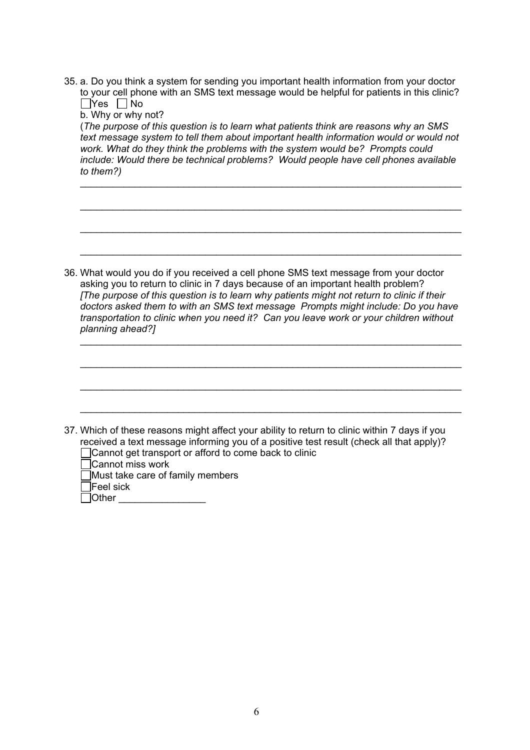35. a. Do you think a system for sending you important health information from your doctor to your cell phone with an SMS text message would be helpful for patients in this clinic?
☐Yes ☐ No
b. Why or why not?
(*The purpose of this question is to learn what patients think are reasons why an SMS text message system to tell them about important health information would or would not work. What do they think the problems with the system would be? Prompts could include: Would there be technical problems? Would people have cell phones available to them?)*

______________________________________________________________________

______________________________________________________________________

______________________________________________________________________

______________________________________________________________________

36. What would you do if you received a cell phone SMS text message from your doctor asking you to return to clinic in 7 days because of an important health problem?
*[The purpose of this question is to learn why patients might not return to clinic if their doctors asked them to with an SMS text message Prompts might include: Do you have transportation to clinic when you need it? Can you leave work or your children without planning ahead?]*

______________________________________________________________________

______________________________________________________________________

______________________________________________________________________

______________________________________________________________________

37. Which of these reasons might affect your ability to return to clinic within 7 days if you received a text message informing you of a positive test result (check all that apply)?
☐Cannot get transport or afford to come back to clinic
☐Cannot miss work
☐Must take care of family members
☐Feel sick
☐Other ________________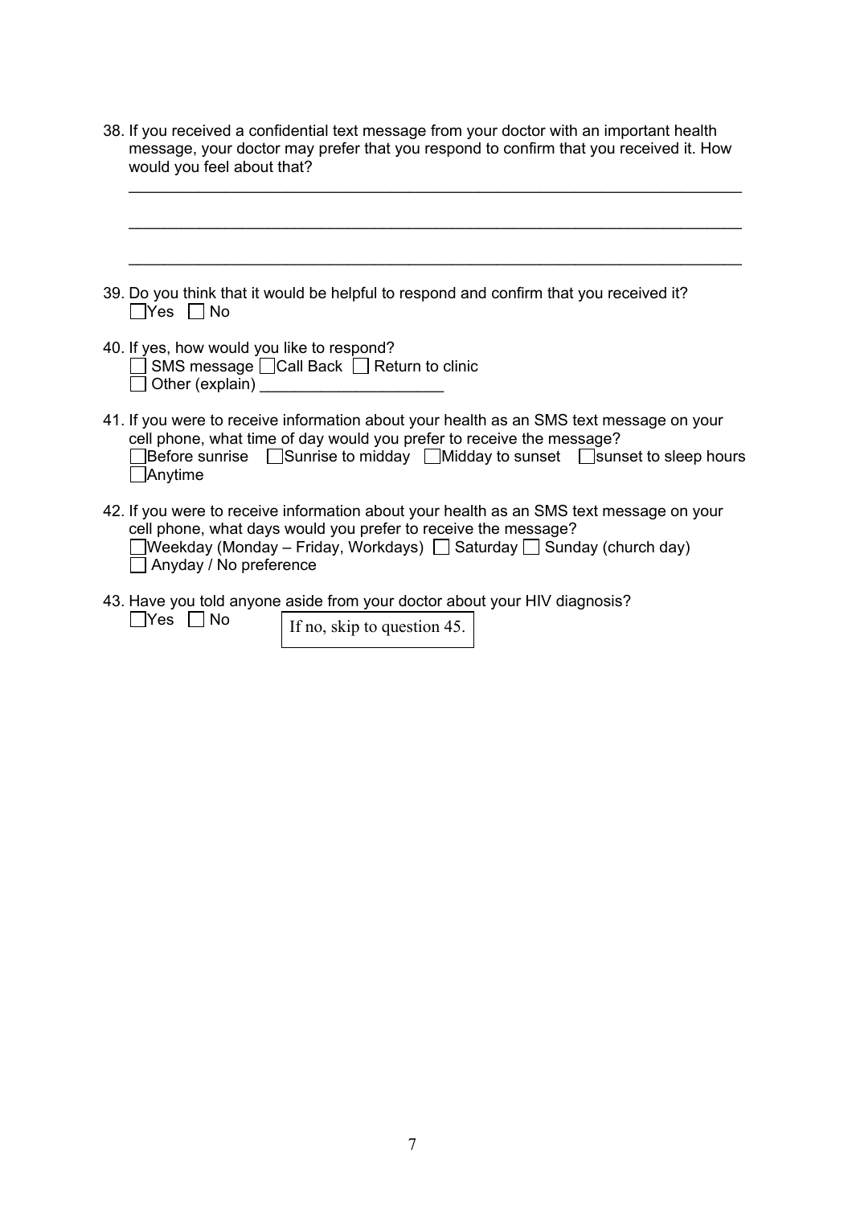38. If you received a confidential text message from your doctor with an important health message, your doctor may prefer that you respond to confirm that you received it. How would you feel about that?

    ____________________________________________________________________________

    ____________________________________________________________________________

    ____________________________________________________________________________

39. Do you think that it would be helpful to respond and confirm that you received it?
    ☐Yes ☐ No

40. If yes, how would you like to respond?
    ☐ SMS message ☐Call Back ☐ Return to clinic
    ☐ Other (explain) ____________________

41. If you were to receive information about your health as an SMS text message on your cell phone, what time of day would you prefer to receive the message?
    ☐Before sunrise ☐Sunrise to midday ☐Midday to sunset ☐sunset to sleep hours
    ☐Anytime

42. If you were to receive information about your health as an SMS text message on your cell phone, what days would you prefer to receive the message?
    ☐Weekday (Monday – Friday, Workdays) ☐ Saturday ☐ Sunday (church day)
    ☐ Anyday / No preference

43. Have you told anyone aside from your doctor about your HIV diagnosis?
    ☐Yes ☐ No     If no, skip to question 45.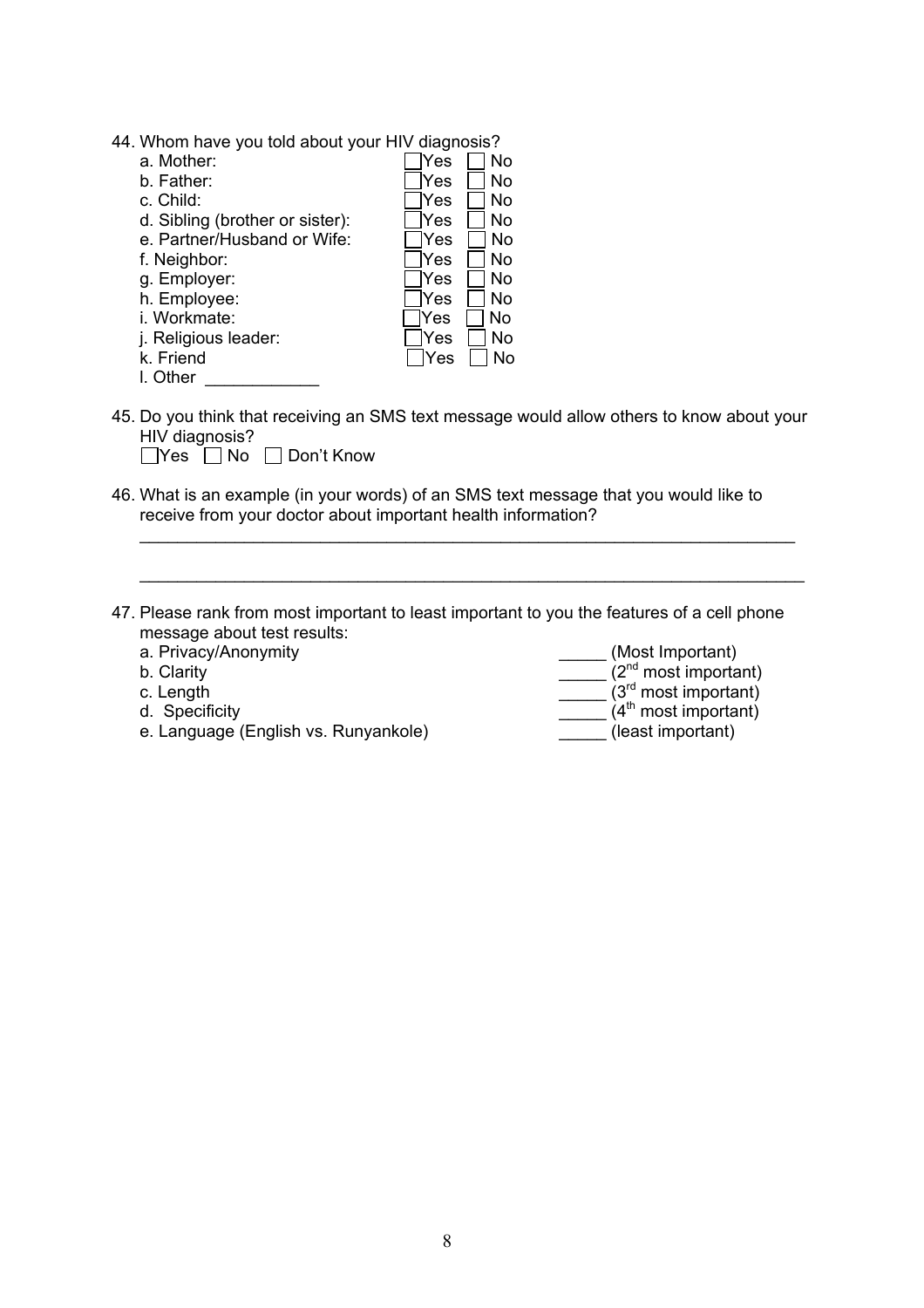44. Whom have you told about your HIV diagnosis?
    - a. Mother: ☐ Yes ☐ No
    - b. Father: ☐ Yes ☐ No
    - c. Child: ☐ Yes ☐ No
    - d. Sibling (brother or sister): ☐ Yes ☐ No
    - e. Partner/Husband or Wife: ☐ Yes ☐ No
    - f. Neighbor: ☐ Yes ☐ No
    - g. Employer: ☐ Yes ☐ No
    - h. Employee: ☐ Yes ☐ No
    - i. Workmate: ☐ Yes ☐ No
    - j. Religious leader: ☐ Yes ☐ No
    - k. Friend ☐ Yes ☐ No
    - l. Other ____________

45. Do you think that receiving an SMS text message would allow others to know about your HIV diagnosis?
    ☐ Yes ☐ No ☐ Don't Know

46. What is an example (in your words) of an SMS text message that you would like to receive from your doctor about important health information?

    ______________________________________________________________________

    ______________________________________________________________________

47. Please rank from most important to least important to you the features of a cell phone message about test results:

| | |
|---|---|
| a. Privacy/Anonymity | _____ (Most Important) |
| b. Clarity | _____ (2nd most important) |
| c. Length | _____ (3rd most important) |
| d. Specificity | _____ (4th most important) |
| e. Language (English vs. Runyankole) | _____ (least important) |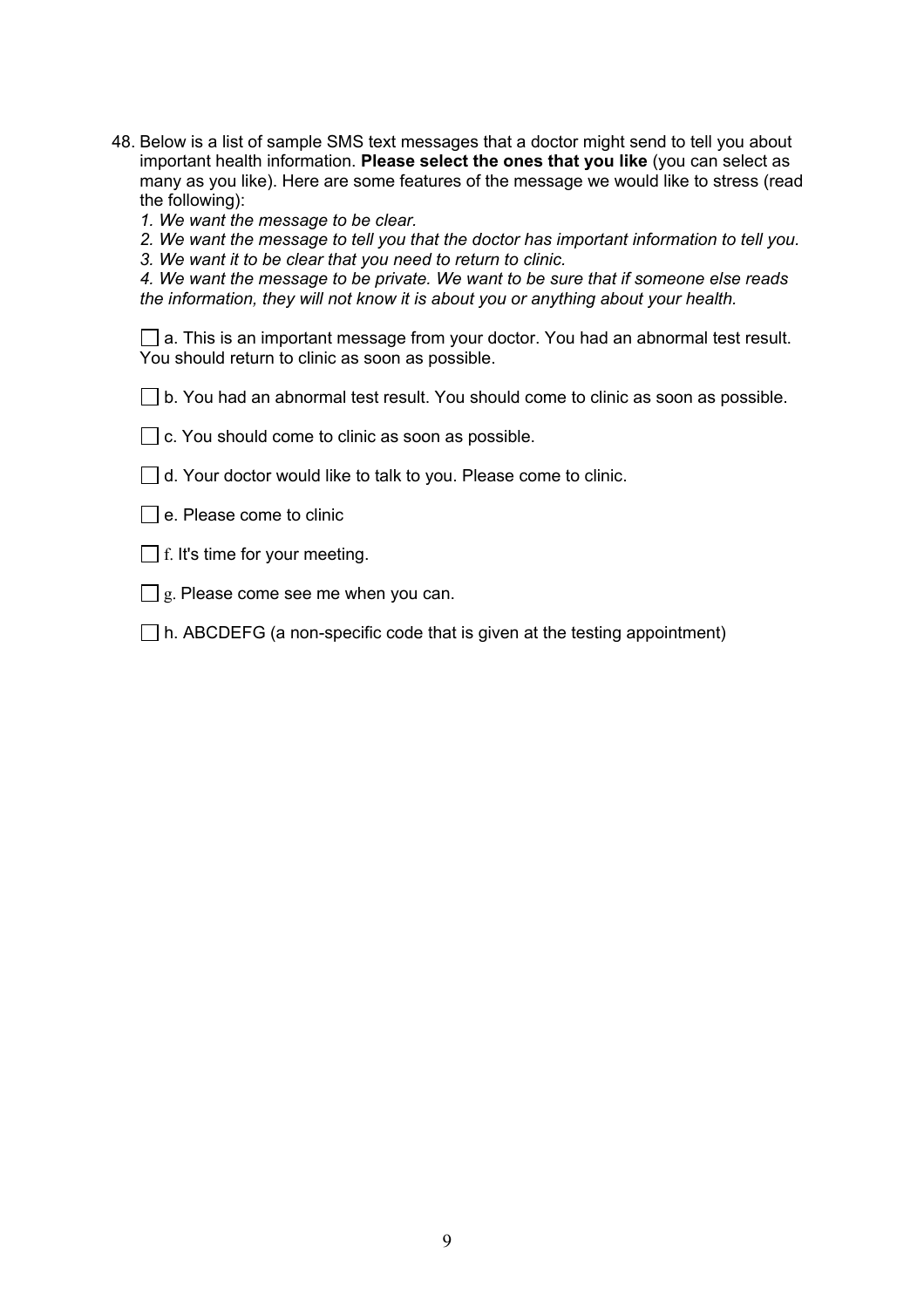48. Below is a list of sample SMS text messages that a doctor might send to tell you about important health information. **Please select the ones that you like** (you can select as many as you like). Here are some features of the message we would like to stress (read the following):

    *1. We want the message to be clear.*
    *2. We want the message to tell you that the doctor has important information to tell you.*
    *3. We want it to be clear that you need to return to clinic.*
    *4. We want the message to be private. We want to be sure that if someone else reads the information, they will not know it is about you or anything about your health.*

    - [ ] a. This is an important message from your doctor. You had an abnormal test result. You should return to clinic as soon as possible.
    - [ ] b. You had an abnormal test result. You should come to clinic as soon as possible.
    - [ ] c. You should come to clinic as soon as possible.
    - [ ] d. Your doctor would like to talk to you. Please come to clinic.
    - [ ] e. Please come to clinic
    - [ ] f. It's time for your meeting.
    - [ ] g. Please come see me when you can.
    - [ ] h. ABCDEFG (a non-specific code that is given at the testing appointment)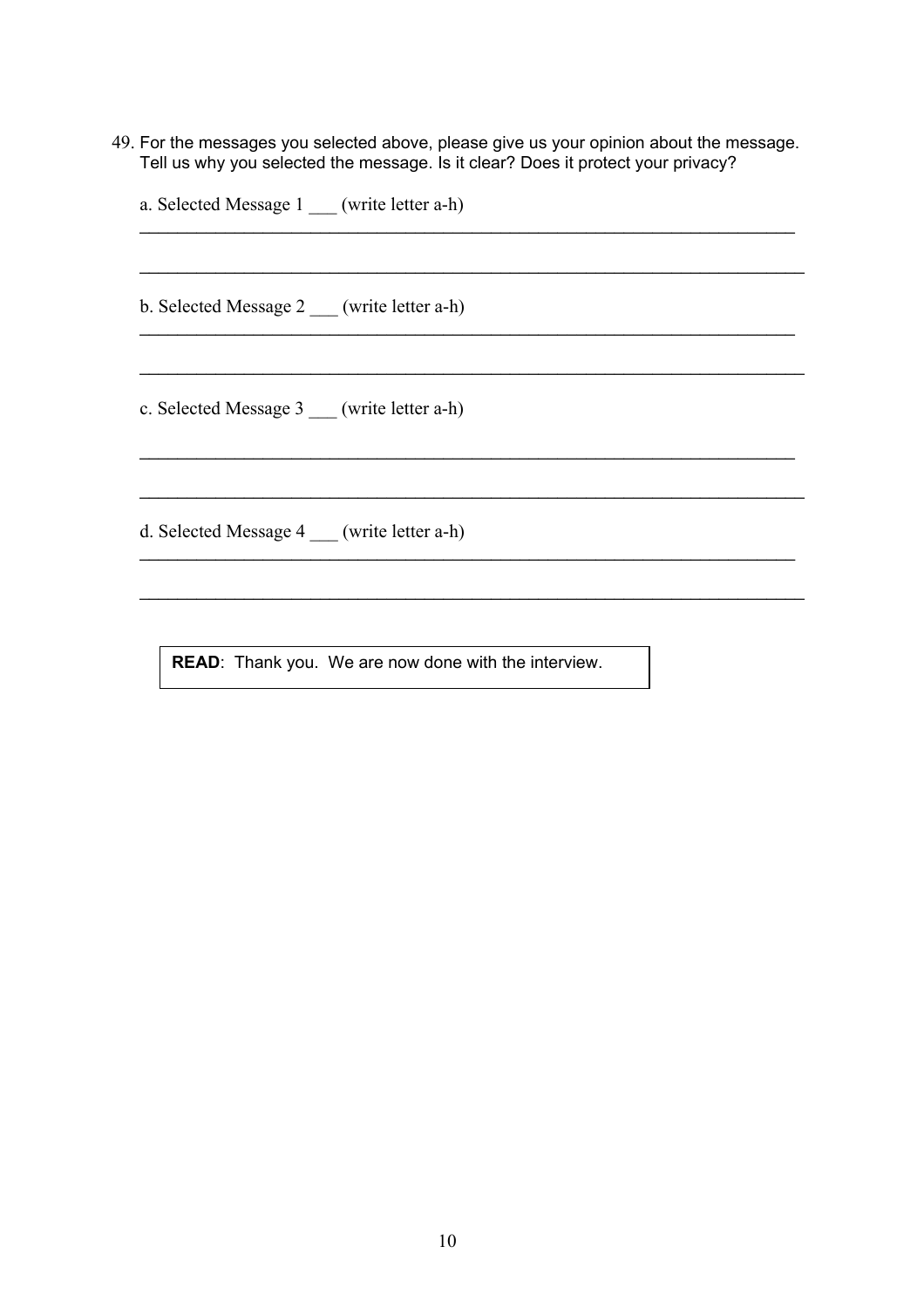49. For the messages you selected above, please give us your opinion about the message. Tell us why you selected the message. Is it clear? Does it protect your privacy?

a. Selected Message 1 ___ (write letter a-h)

______________________________________________________________________

______________________________________________________________________

b. Selected Message 2 ___ (write letter a-h)

______________________________________________________________________

______________________________________________________________________

c. Selected Message 3 ___ (write letter a-h)

______________________________________________________________________

______________________________________________________________________

d. Selected Message 4 ___ (write letter a-h)

______________________________________________________________________

______________________________________________________________________

**READ**: Thank you. We are now done with the interview.